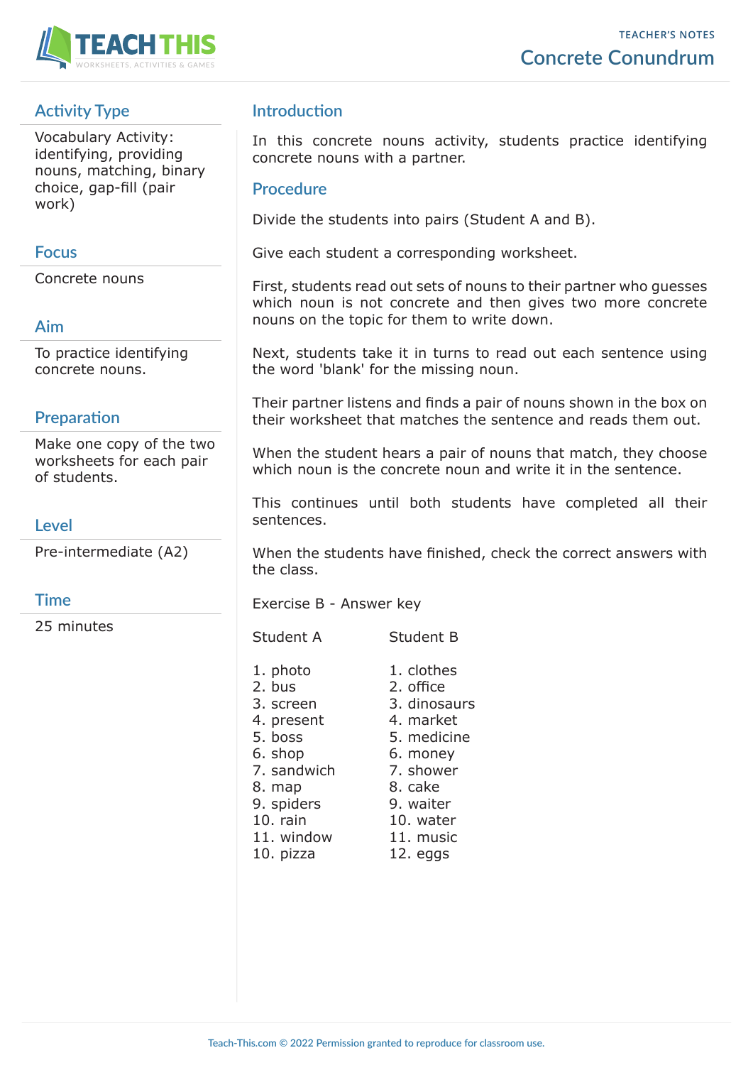TEACHER'S NOTES

# Concrete Conundrum

## Activity Type

Vocabulary Activity: identifying, providing nouns, matching, binary choice, gap-fill (pair work)

## Focus

Concrete nouns

## Aim

To practice identifying concrete nouns.

## Preparation

Make one copy of the two worksheets for each pair of students.

## Level

Pre-intermediate (A2)

## Time

25 minutes

## Introduction

In this concrete nouns activity, students practice identifying concrete nouns with a partner.

## Procedure

Divide the students into pairs (Student A and B).

Give each student a corresponding worksheet.

First, students read out sets of nouns to their partner who guesses which noun is not concrete and then gives two more concrete nouns on the topic for them to write down.

Next, students take it in turns to read out each sentence using the word 'blank' for the missing noun.

Their partner listens and finds a pair of nouns shown in the box on their worksheet that matches the sentence and reads them out.

When the student hears a pair of nouns that match, they choose which noun is the concrete noun and write it in the sentence.

This continues until both students have completed all their sentences.

When the students have finished, check the correct answers with the class.

Exercise B - Answer key

| Student A | Student B |
|---|---|
| 1. photo | 1. clothes |
| 2. bus | 2. office |
| 3. screen | 3. dinosaurs |
| 4. present | 4. market |
| 5. boss | 5. medicine |
| 6. shop | 6. money |
| 7. sandwich | 7. shower |
| 8. map | 8. cake |
| 9. spiders | 9. waiter |
| 10. rain | 10. water |
| 11. window | 11. music |
| 10. pizza | 12. eggs |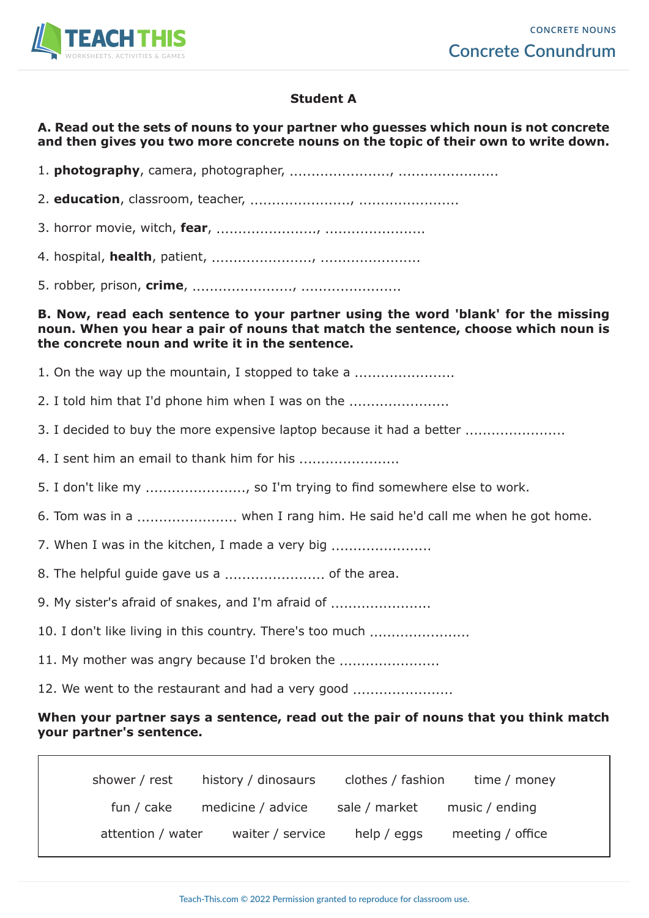## Student A

**A. Read out the sets of nouns to your partner who guesses which noun is not concrete and then gives you two more concrete nouns on the topic of their own to write down.**

1. **photography**, camera, photographer, ......................., .......................
2. **education**, classroom, teacher, ......................., .......................
3. horror movie, witch, **fear**, ......................., .......................
4. hospital, **health**, patient, ......................., .......................
5. robber, prison, **crime**, ......................., .......................

**B. Now, read each sentence to your partner using the word 'blank' for the missing noun. When you hear a pair of nouns that match the sentence, choose which noun is the concrete noun and write it in the sentence.**

1. On the way up the mountain, I stopped to take a .......................
2. I told him that I'd phone him when I was on the .......................
3. I decided to buy the more expensive laptop because it had a better .......................
4. I sent him an email to thank him for his .......................
5. I don't like my ......................., so I'm trying to find somewhere else to work.
6. Tom was in a ....................... when I rang him. He said he'd call me when he got home.
7. When I was in the kitchen, I made a very big .......................
8. The helpful guide gave us a ....................... of the area.
9. My sister's afraid of snakes, and I'm afraid of .......................
10. I don't like living in this country. There's too much .......................
11. My mother was angry because I'd broken the .......................
12. We went to the restaurant and had a very good .......................

**When your partner says a sentence, read out the pair of nouns that you think match your partner's sentence.**

| | | | |
|---|---|---|---|
| shower / rest | history / dinosaurs | clothes / fashion | time / money |
| fun / cake | medicine / advice | sale / market | music / ending |
| attention / water | waiter / service | help / eggs | meeting / office |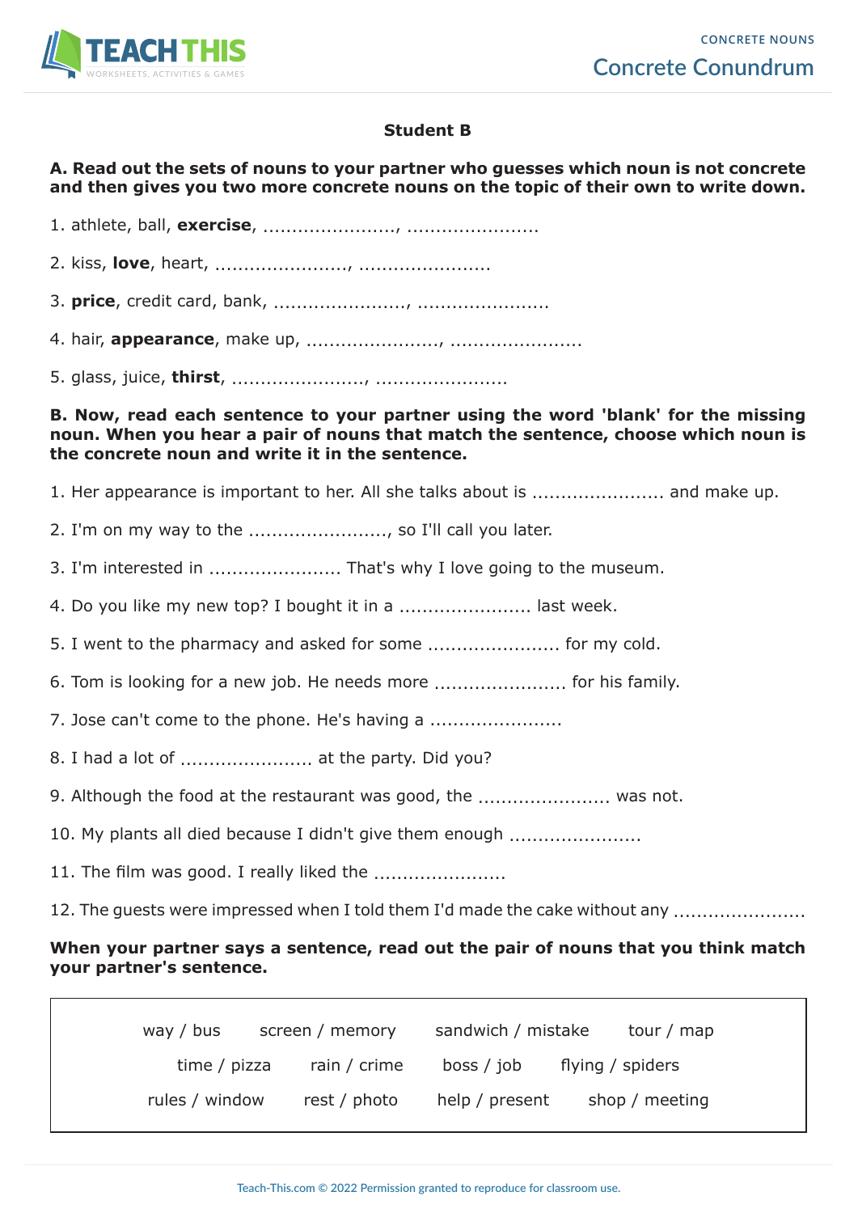CONCRETE NOUNS

# Concrete Conundrum

### Student B

**A. Read out the sets of nouns to your partner who guesses which noun is not concrete and then gives you two more concrete nouns on the topic of their own to write down.**

1. athlete, ball, **exercise**, ......................., .......................
2. kiss, **love**, heart, ......................., .......................
3. **price**, credit card, bank, ......................., .......................
4. hair, **appearance**, make up, ......................., .......................
5. glass, juice, **thirst**, ......................., .......................

**B. Now, read each sentence to your partner using the word 'blank' for the missing noun. When you hear a pair of nouns that match the sentence, choose which noun is the concrete noun and write it in the sentence.**

1. Her appearance is important to her. All she talks about is ....................... and make up.
2. I'm on my way to the ........................, so I'll call you later.
3. I'm interested in ....................... That's why I love going to the museum.
4. Do you like my new top? I bought it in a ....................... last week.
5. I went to the pharmacy and asked for some ....................... for my cold.
6. Tom is looking for a new job. He needs more ....................... for his family.
7. Jose can't come to the phone. He's having a .......................
8. I had a lot of ....................... at the party. Did you?
9. Although the food at the restaurant was good, the ....................... was not.
10. My plants all died because I didn't give them enough .......................
11. The film was good. I really liked the .......................
12. The guests were impressed when I told them I'd made the cake without any .......................

**When your partner says a sentence, read out the pair of nouns that you think match your partner's sentence.**

| | | | |
|---|---|---|---|
| way / bus | screen / memory | sandwich / mistake | tour / map |
| time / pizza | rain / crime | boss / job | flying / spiders |
| rules / window | rest / photo | help / present | shop / meeting |